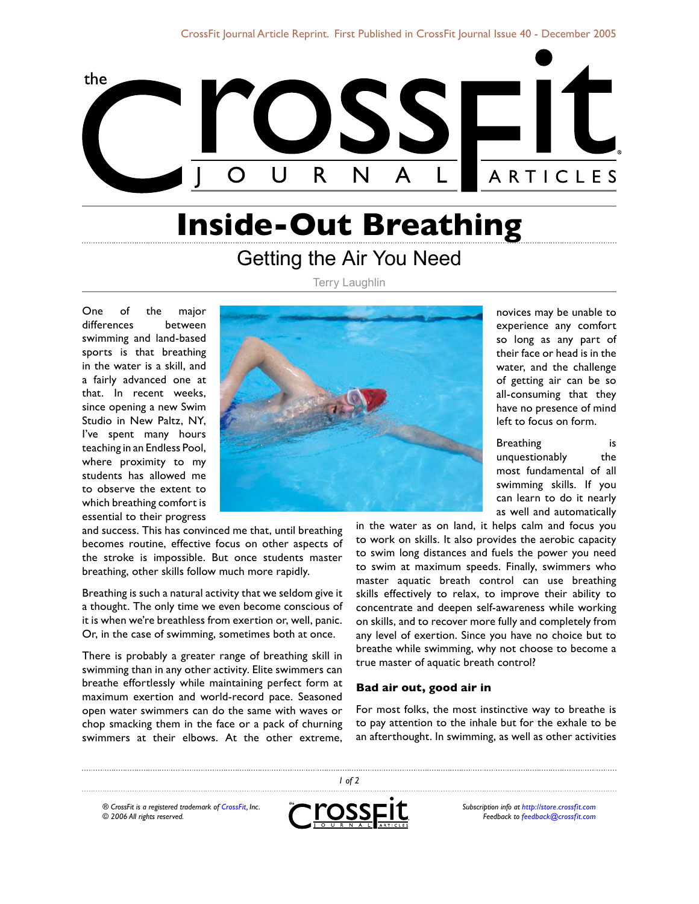# Inside-Out Breathing

## Getting the Air You Need

Terry Laughlin

One of the major differences between swimming and land-based sports is that breathing in the water is a skill, and a fairly advanced one at that. In recent weeks, since opening a new Swim Studio in New Paltz, NY, I've spent many hours teaching in an Endless Pool, where proximity to my students has allowed me to observe the extent to which breathing comfort is essential to their progress and success. This has convinced me that, until breathing becomes routine, effective focus on other aspects of the stroke is impossible. But once students master breathing, other skills follow much more rapidly.

Breathing is such a natural activity that we seldom give it a thought. The only time we even become conscious of it is when we're breathless from exertion or, well, panic. Or, in the case of swimming, sometimes both at once.

There is probably a greater range of breathing skill in swimming than in any other activity. Elite swimmers can breathe effortlessly while maintaining perfect form at maximum exertion and world-record pace. Seasoned open water swimmers can do the same with waves or chop smacking them in the face or a pack of churning swimmers at their elbows. At the other extreme, novices may be unable to experience any comfort so long as any part of their face or head is in the water, and the challenge of getting air can be so all-consuming that they have no presence of mind left to focus on form.

Breathing is unquestionably the most fundamental of all swimming skills. If you can learn to do it nearly as well and automatically in the water as on land, it helps calm and focus you to work on skills. It also provides the aerobic capacity to swim long distances and fuels the power you need to swim at maximum speeds. Finally, swimmers who master aquatic breath control can use breathing skills effectively to relax, to improve their ability to concentrate and deepen self-awareness while working on skills, and to recover more fully and completely from any level of exertion. Since you have no choice but to breathe while swimming, why not choose to become a true master of aquatic breath control?

### Bad air out, good air in

For most folks, the most instinctive way to breathe is to pay attention to the inhale but for the exhale to be an afterthought. In swimming, as well as other activities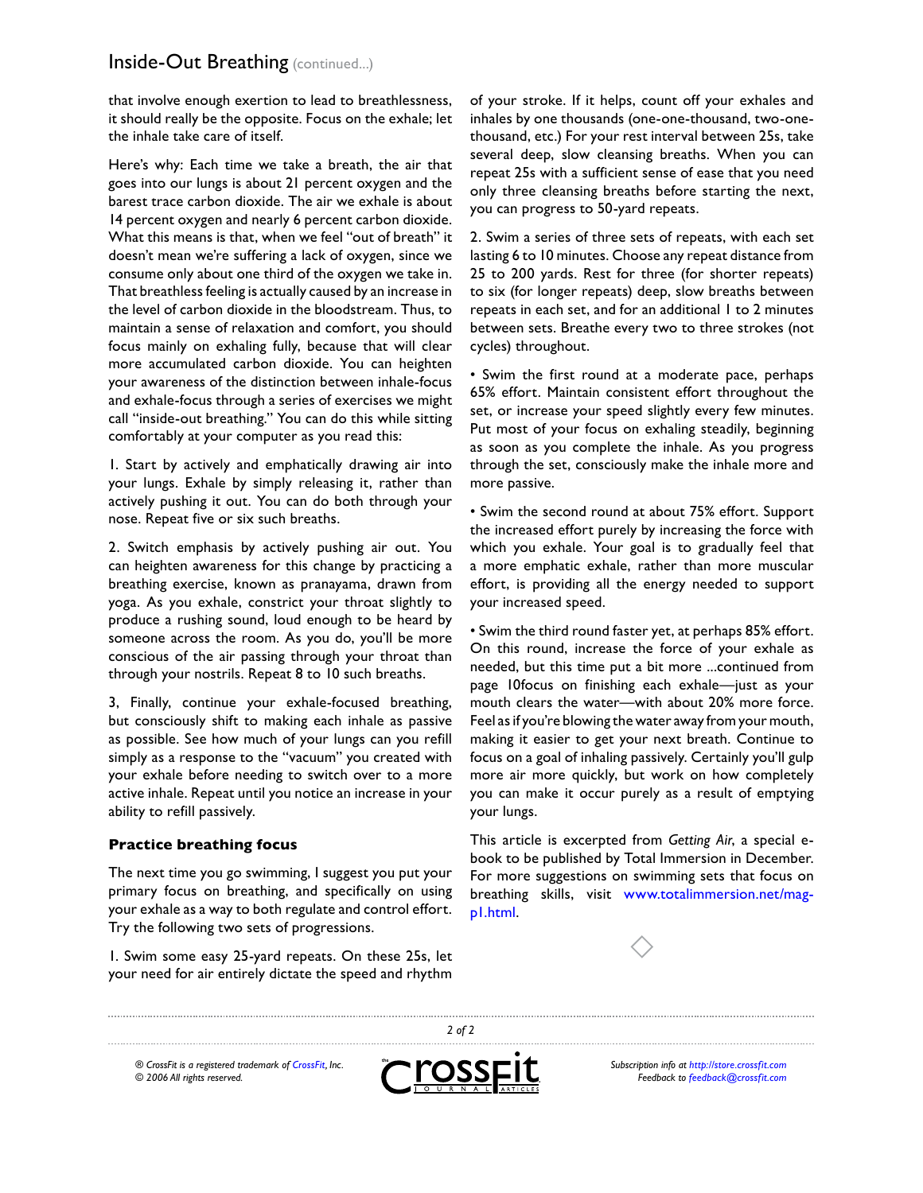that involve enough exertion to lead to breathlessness, it should really be the opposite. Focus on the exhale; let the inhale take care of itself.

Here's why: Each time we take a breath, the air that goes into our lungs is about 21 percent oxygen and the barest trace carbon dioxide. The air we exhale is about 14 percent oxygen and nearly 6 percent carbon dioxide. What this means is that, when we feel "out of breath" it doesn't mean we're suffering a lack of oxygen, since we consume only about one third of the oxygen we take in. That breathless feeling is actually caused by an increase in the level of carbon dioxide in the bloodstream. Thus, to maintain a sense of relaxation and comfort, you should focus mainly on exhaling fully, because that will clear more accumulated carbon dioxide. You can heighten your awareness of the distinction between inhale-focus and exhale-focus through a series of exercises we might call "inside-out breathing." You can do this while sitting comfortably at your computer as you read this:

1. Start by actively and emphatically drawing air into your lungs. Exhale by simply releasing it, rather than actively pushing it out. You can do both through your nose. Repeat five or six such breaths.

2. Switch emphasis by actively pushing air out. You can heighten awareness for this change by practicing a breathing exercise, known as pranayama, drawn from yoga. As you exhale, constrict your throat slightly to produce a rushing sound, loud enough to be heard by someone across the room. As you do, you'll be more conscious of the air passing through your throat than through your nostrils. Repeat 8 to 10 such breaths.

3, Finally, continue your exhale-focused breathing, but consciously shift to making each inhale as passive as possible. See how much of your lungs can you refill simply as a response to the "vacuum" you created with your exhale before needing to switch over to a more active inhale. Repeat until you notice an increase in your ability to refill passively.

### Practice breathing focus

The next time you go swimming, I suggest you put your primary focus on breathing, and specifically on using your exhale as a way to both regulate and control effort. Try the following two sets of progressions.

1. Swim some easy 25-yard repeats. On these 25s, let your need for air entirely dictate the speed and rhythm of your stroke. If it helps, count off your exhales and inhales by one thousands (one-one-thousand, two-one-thousand, etc.) For your rest interval between 25s, take several deep, slow cleansing breaths. When you can repeat 25s with a sufficient sense of ease that you need only three cleansing breaths before starting the next, you can progress to 50-yard repeats.

2. Swim a series of three sets of repeats, with each set lasting 6 to 10 minutes. Choose any repeat distance from 25 to 200 yards. Rest for three (for shorter repeats) to six (for longer repeats) deep, slow breaths between repeats in each set, and for an additional 1 to 2 minutes between sets. Breathe every two to three strokes (not cycles) throughout.

- Swim the first round at a moderate pace, perhaps 65% effort. Maintain consistent effort throughout the set, or increase your speed slightly every few minutes. Put most of your focus on exhaling steadily, beginning as soon as you complete the inhale. As you progress through the set, consciously make the inhale more and more passive.

- Swim the second round at about 75% effort. Support the increased effort purely by increasing the force with which you exhale. Your goal is to gradually feel that a more emphatic exhale, rather than more muscular effort, is providing all the energy needed to support your increased speed.

- Swim the third round faster yet, at perhaps 85% effort. On this round, increase the force of your exhale as needed, but this time put a bit more ...continued from page 10focus on finishing each exhale—just as your mouth clears the water—with about 20% more force. Feel as if you're blowing the water away from your mouth, making it easier to get your next breath. Continue to focus on a goal of inhaling passively. Certainly you'll gulp more air more quickly, but work on how completely you can make it occur purely as a result of emptying your lungs.

This article is excerpted from *Getting Air*, a special e-book to be published by Total Immersion in December. For more suggestions on swimming sets that focus on breathing skills, visit www.totalimmersion.net/mag-p1.html.

◇

® CrossFit is a registered trademark of CrossFit, Inc.
© 2006 All rights reserved.

Subscription info at http://store.crossfit.com
Feedback to feedback@crossfit.com